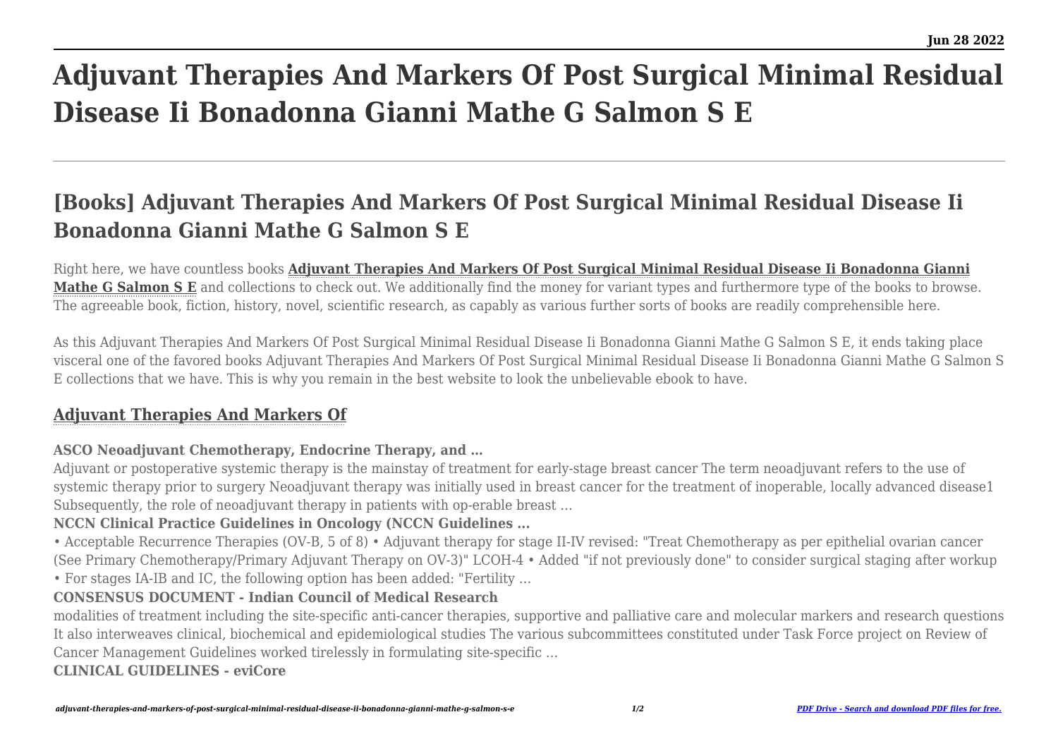# Adjuvant Therapies And Markers Of Post Surgical Minimal Residual Disease Ii Bonadonna Gianni Mathe G Salmon S E

## [Books] Adjuvant Therapies And Markers Of Post Surgical Minimal Residual Disease Ii Bonadonna Gianni Mathe G Salmon S E

Right here, we have countless books **Adjuvant Therapies And Markers Of Post Surgical Minimal Residual Disease Ii Bonadonna Gianni Mathe G Salmon S E** and collections to check out. We additionally find the money for variant types and furthermore type of the books to browse. The agreeable book, fiction, history, novel, scientific research, as capably as various further sorts of books are readily comprehensible here.

As this Adjuvant Therapies And Markers Of Post Surgical Minimal Residual Disease Ii Bonadonna Gianni Mathe G Salmon S E, it ends taking place visceral one of the favored books Adjuvant Therapies And Markers Of Post Surgical Minimal Residual Disease Ii Bonadonna Gianni Mathe G Salmon S E collections that we have. This is why you remain in the best website to look the unbelievable ebook to have.

### Adjuvant Therapies And Markers Of

**ASCO Neoadjuvant Chemotherapy, Endocrine Therapy, and …**

Adjuvant or postoperative systemic therapy is the mainstay of treatment for early-stage breast cancer The term neoadjuvant refers to the use of systemic therapy prior to surgery Neoadjuvant therapy was initially used in breast cancer for the treatment of inoperable, locally advanced disease1 Subsequently, the role of neoadjuvant therapy in patients with op-erable breast …

**NCCN Clinical Practice Guidelines in Oncology (NCCN Guidelines …**

• Acceptable Recurrence Therapies (OV-B, 5 of 8) • Adjuvant therapy for stage II-IV revised: "Treat Chemotherapy as per epithelial ovarian cancer (See Primary Chemotherapy/Primary Adjuvant Therapy on OV-3)" LCOH-4 • Added "if not previously done" to consider surgical staging after workup • For stages IA-IB and IC, the following option has been added: "Fertility …

**CONSENSUS DOCUMENT - Indian Council of Medical Research**

modalities of treatment including the site-specific anti-cancer therapies, supportive and palliative care and molecular markers and research questions It also interweaves clinical, biochemical and epidemiological studies The various subcommittees constituted under Task Force project on Review of Cancer Management Guidelines worked tirelessly in formulating site-specific …

**CLINICAL GUIDELINES - eviCore**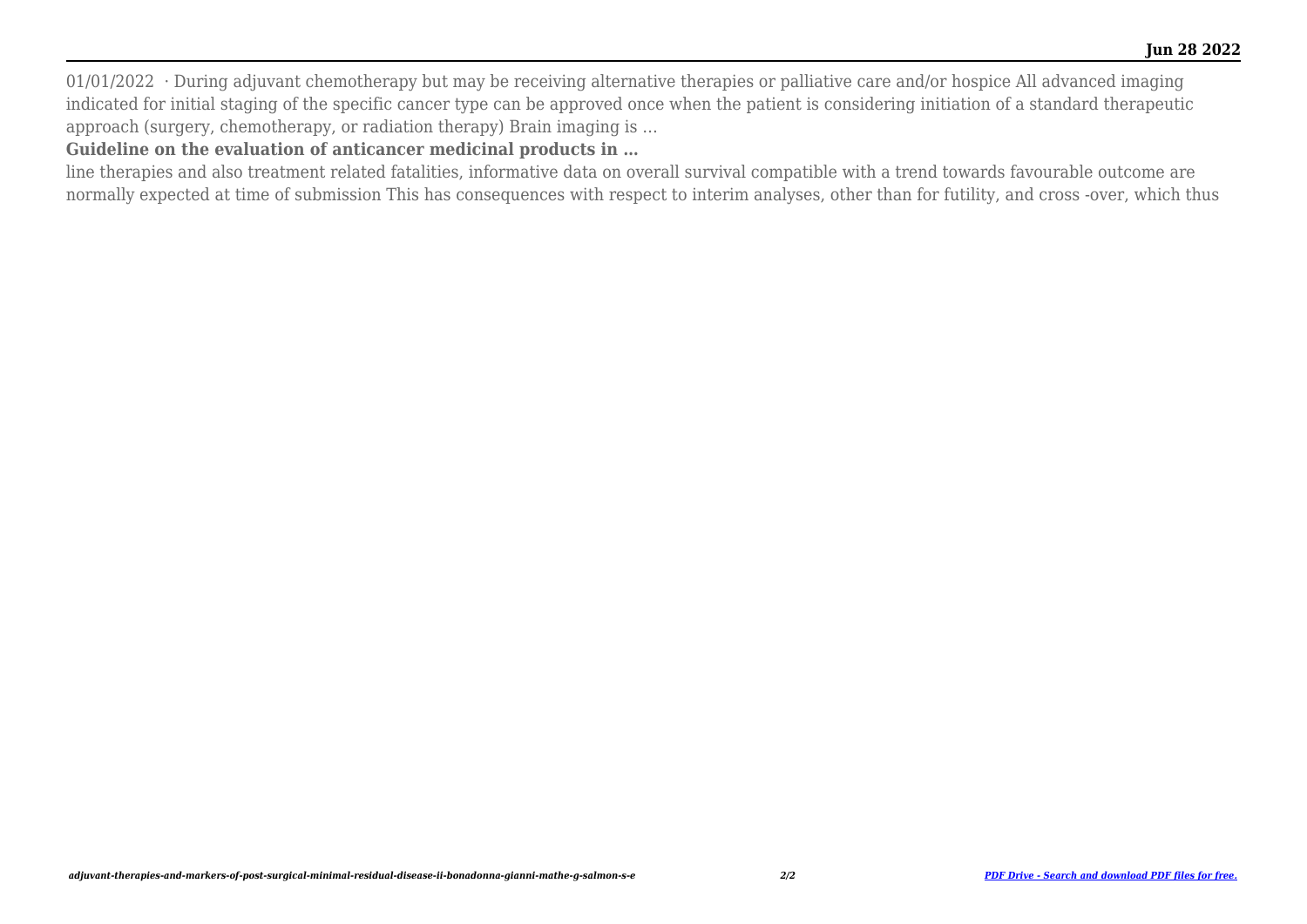01/01/2022 · During adjuvant chemotherapy but may be receiving alternative therapies or palliative care and/or hospice All advanced imaging indicated for initial staging of the specific cancer type can be approved once when the patient is considering initiation of a standard therapeutic approach (surgery, chemotherapy, or radiation therapy) Brain imaging is …

**Guideline on the evaluation of anticancer medicinal products in …**

line therapies and also treatment related fatalities, informative data on overall survival compatible with a trend towards favourable outcome are normally expected at time of submission This has consequences with respect to interim analyses, other than for futility, and cross -over, which thus